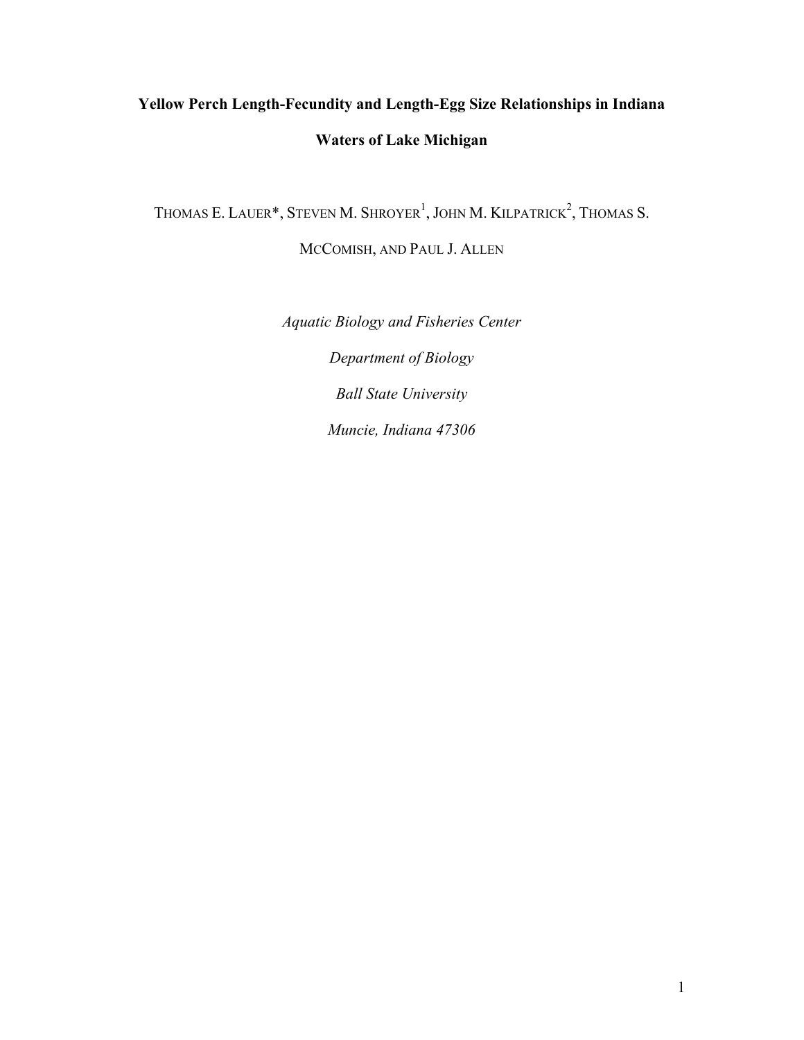# Yellow Perch Length-Fecundity and Length-Egg Size Relationships in Indiana Waters of Lake Michigan

THOMAS E. LAUER*, STEVEN M. SHROYER[1], JOHN M. KILPATRICK[2], THOMAS S. MCCOMISH, AND PAUL J. ALLEN

*Aquatic Biology and Fisheries Center*

*Department of Biology*

*Ball State University*

*Muncie, Indiana 47306*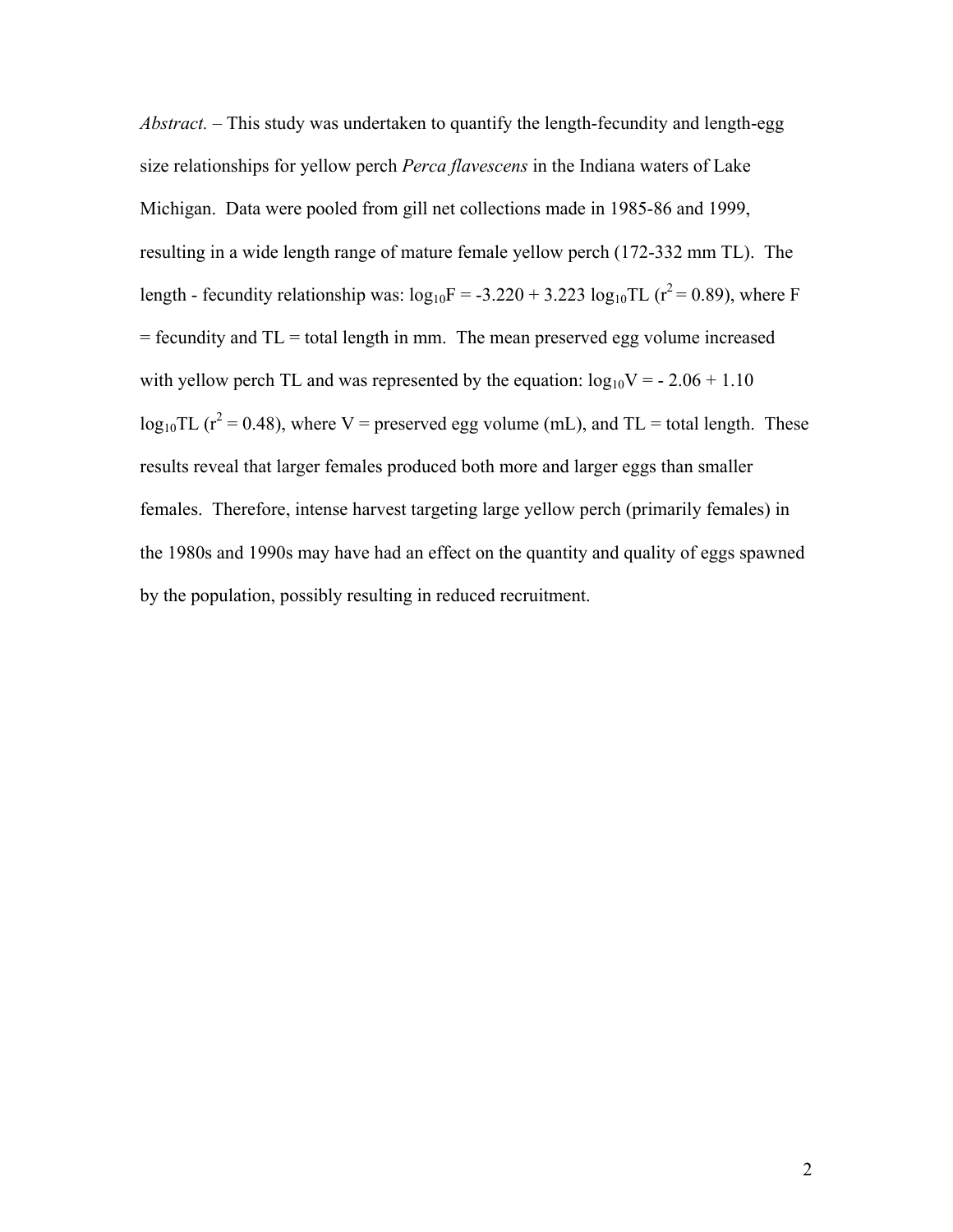*Abstract.* – This study was undertaken to quantify the length-fecundity and length-egg size relationships for yellow perch *Perca flavescens* in the Indiana waters of Lake Michigan. Data were pooled from gill net collections made in 1985-86 and 1999, resulting in a wide length range of mature female yellow perch (172-332 mm TL). The length - fecundity relationship was: $\log_{10}F = -3.220 + 3.223 \log_{10}TL$ ($r^2 = 0.89$), where F = fecundity and TL = total length in mm. The mean preserved egg volume increased with yellow perch TL and was represented by the equation: $\log_{10}V = -2.06 + 1.10 \log_{10}TL$ ($r^2 = 0.48$), where V = preserved egg volume (mL), and TL = total length. These results reveal that larger females produced both more and larger eggs than smaller females. Therefore, intense harvest targeting large yellow perch (primarily females) in the 1980s and 1990s may have had an effect on the quantity and quality of eggs spawned by the population, possibly resulting in reduced recruitment.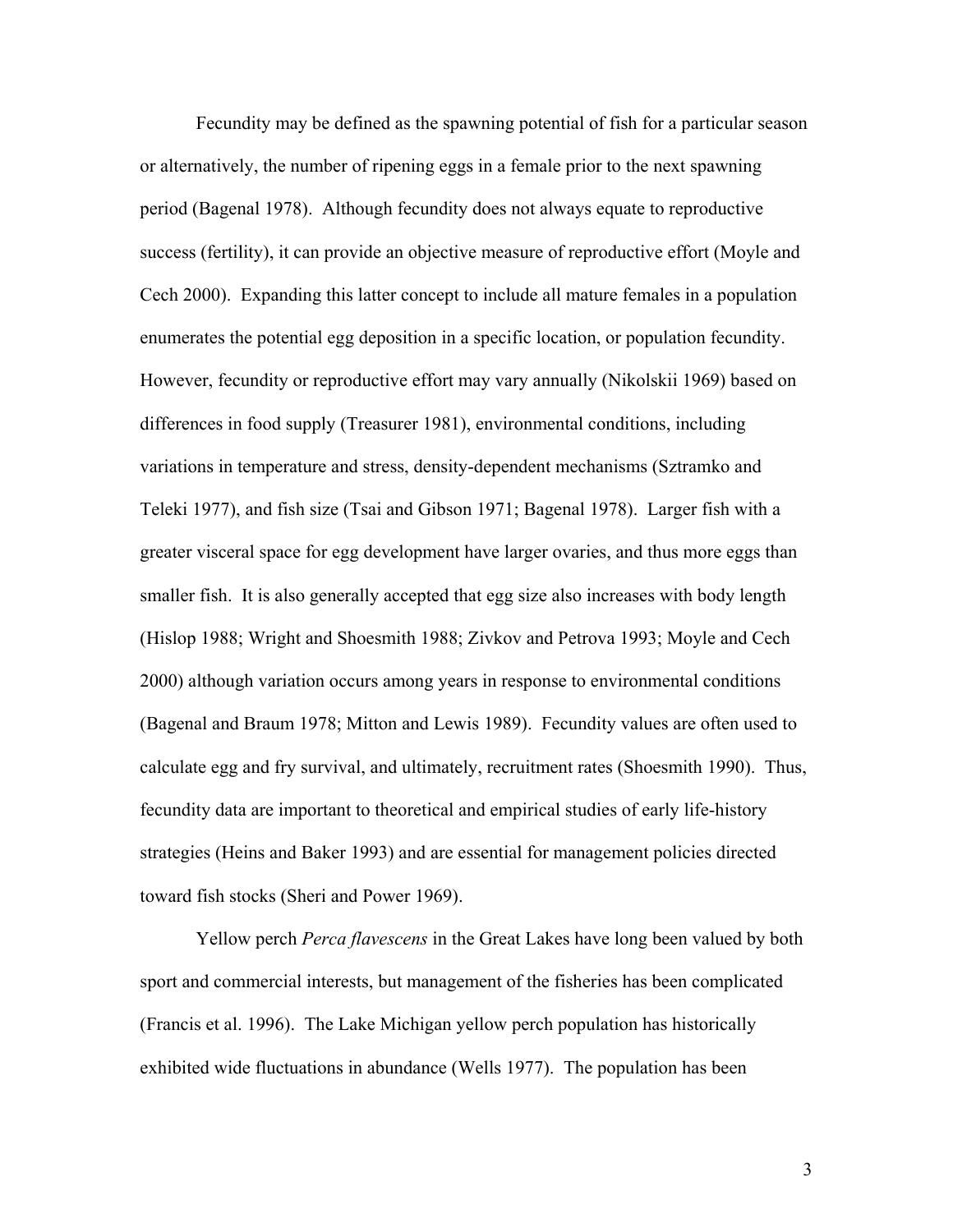Fecundity may be defined as the spawning potential of fish for a particular season or alternatively, the number of ripening eggs in a female prior to the next spawning period (Bagenal 1978). Although fecundity does not always equate to reproductive success (fertility), it can provide an objective measure of reproductive effort (Moyle and Cech 2000). Expanding this latter concept to include all mature females in a population enumerates the potential egg deposition in a specific location, or population fecundity. However, fecundity or reproductive effort may vary annually (Nikolskii 1969) based on differences in food supply (Treasurer 1981), environmental conditions, including variations in temperature and stress, density-dependent mechanisms (Sztramko and Teleki 1977), and fish size (Tsai and Gibson 1971; Bagenal 1978). Larger fish with a greater visceral space for egg development have larger ovaries, and thus more eggs than smaller fish. It is also generally accepted that egg size also increases with body length (Hislop 1988; Wright and Shoesmith 1988; Zivkov and Petrova 1993; Moyle and Cech 2000) although variation occurs among years in response to environmental conditions (Bagenal and Braum 1978; Mitton and Lewis 1989). Fecundity values are often used to calculate egg and fry survival, and ultimately, recruitment rates (Shoesmith 1990). Thus, fecundity data are important to theoretical and empirical studies of early life-history strategies (Heins and Baker 1993) and are essential for management policies directed toward fish stocks (Sheri and Power 1969).

Yellow perch *Perca flavescens* in the Great Lakes have long been valued by both sport and commercial interests, but management of the fisheries has been complicated (Francis et al. 1996). The Lake Michigan yellow perch population has historically exhibited wide fluctuations in abundance (Wells 1977). The population has been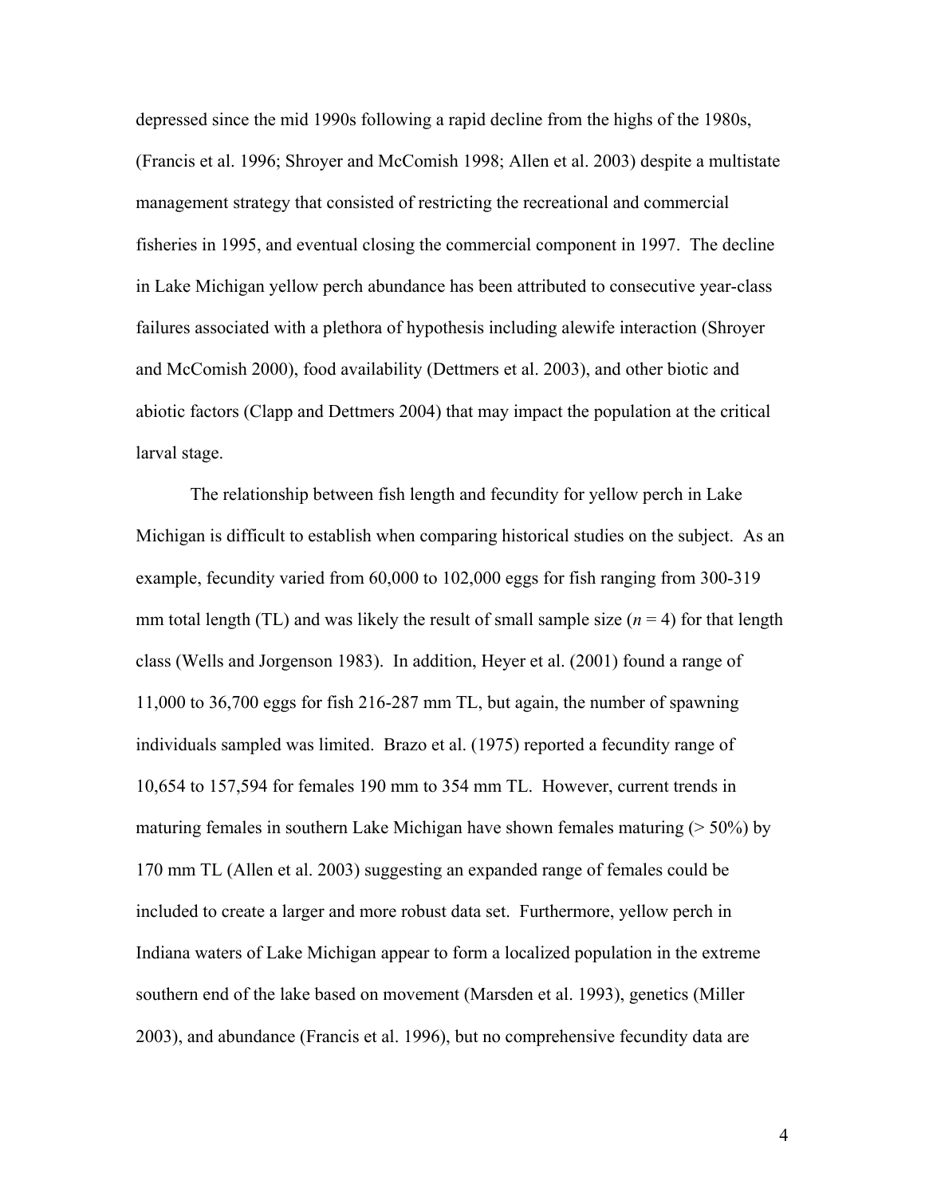depressed since the mid 1990s following a rapid decline from the highs of the 1980s, (Francis et al. 1996; Shroyer and McComish 1998; Allen et al. 2003) despite a multistate management strategy that consisted of restricting the recreational and commercial fisheries in 1995, and eventual closing the commercial component in 1997. The decline in Lake Michigan yellow perch abundance has been attributed to consecutive year-class failures associated with a plethora of hypothesis including alewife interaction (Shroyer and McComish 2000), food availability (Dettmers et al. 2003), and other biotic and abiotic factors (Clapp and Dettmers 2004) that may impact the population at the critical larval stage.

The relationship between fish length and fecundity for yellow perch in Lake Michigan is difficult to establish when comparing historical studies on the subject. As an example, fecundity varied from 60,000 to 102,000 eggs for fish ranging from 300-319 mm total length (TL) and was likely the result of small sample size ($n$ = 4) for that length class (Wells and Jorgenson 1983). In addition, Heyer et al. (2001) found a range of 11,000 to 36,700 eggs for fish 216-287 mm TL, but again, the number of spawning individuals sampled was limited. Brazo et al. (1975) reported a fecundity range of 10,654 to 157,594 for females 190 mm to 354 mm TL. However, current trends in maturing females in southern Lake Michigan have shown females maturing (> 50%) by 170 mm TL (Allen et al. 2003) suggesting an expanded range of females could be included to create a larger and more robust data set. Furthermore, yellow perch in Indiana waters of Lake Michigan appear to form a localized population in the extreme southern end of the lake based on movement (Marsden et al. 1993), genetics (Miller 2003), and abundance (Francis et al. 1996), but no comprehensive fecundity data are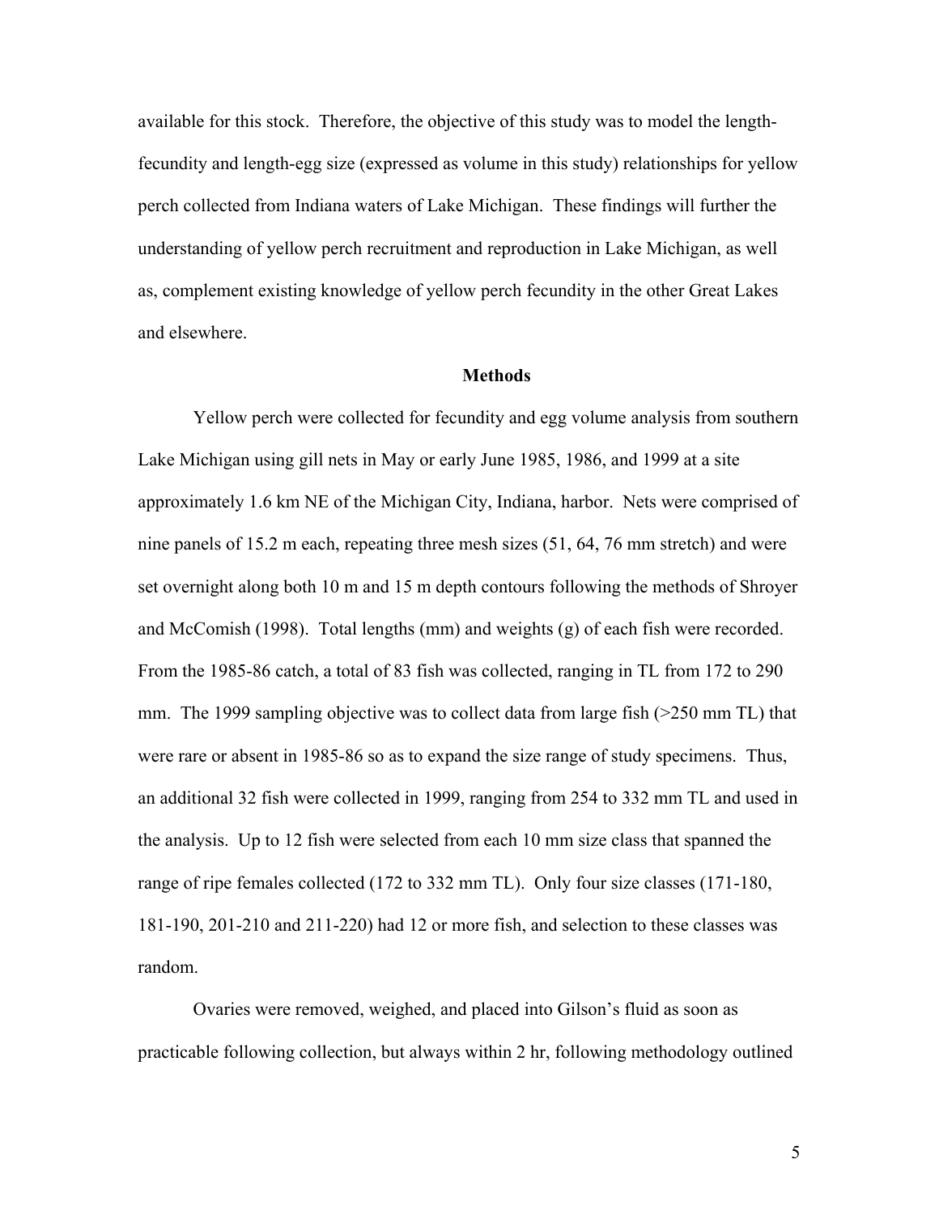available for this stock. Therefore, the objective of this study was to model the length-fecundity and length-egg size (expressed as volume in this study) relationships for yellow perch collected from Indiana waters of Lake Michigan. These findings will further the understanding of yellow perch recruitment and reproduction in Lake Michigan, as well as, complement existing knowledge of yellow perch fecundity in the other Great Lakes and elsewhere.

## Methods

Yellow perch were collected for fecundity and egg volume analysis from southern Lake Michigan using gill nets in May or early June 1985, 1986, and 1999 at a site approximately 1.6 km NE of the Michigan City, Indiana, harbor. Nets were comprised of nine panels of 15.2 m each, repeating three mesh sizes (51, 64, 76 mm stretch) and were set overnight along both 10 m and 15 m depth contours following the methods of Shroyer and McComish (1998). Total lengths (mm) and weights (g) of each fish were recorded. From the 1985-86 catch, a total of 83 fish was collected, ranging in TL from 172 to 290 mm. The 1999 sampling objective was to collect data from large fish (>250 mm TL) that were rare or absent in 1985-86 so as to expand the size range of study specimens. Thus, an additional 32 fish were collected in 1999, ranging from 254 to 332 mm TL and used in the analysis. Up to 12 fish were selected from each 10 mm size class that spanned the range of ripe females collected (172 to 332 mm TL). Only four size classes (171-180, 181-190, 201-210 and 211-220) had 12 or more fish, and selection to these classes was random.

Ovaries were removed, weighed, and placed into Gilson's fluid as soon as practicable following collection, but always within 2 hr, following methodology outlined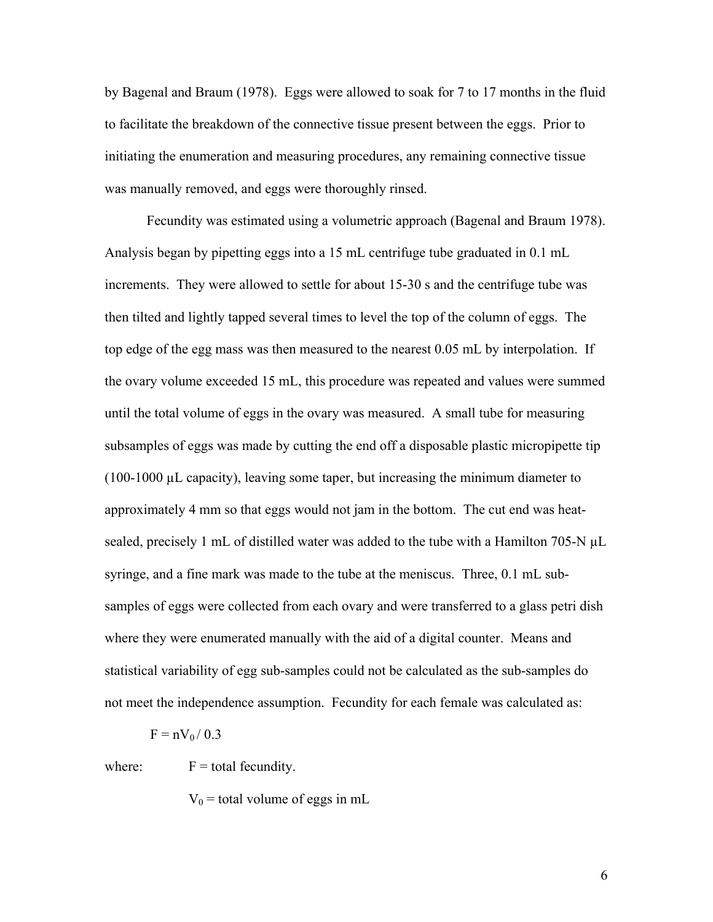by Bagenal and Braum (1978). Eggs were allowed to soak for 7 to 17 months in the fluid to facilitate the breakdown of the connective tissue present between the eggs. Prior to initiating the enumeration and measuring procedures, any remaining connective tissue was manually removed, and eggs were thoroughly rinsed.

Fecundity was estimated using a volumetric approach (Bagenal and Braum 1978). Analysis began by pipetting eggs into a 15 mL centrifuge tube graduated in 0.1 mL increments. They were allowed to settle for about 15-30 s and the centrifuge tube was then tilted and lightly tapped several times to level the top of the column of eggs. The top edge of the egg mass was then measured to the nearest 0.05 mL by interpolation. If the ovary volume exceeded 15 mL, this procedure was repeated and values were summed until the total volume of eggs in the ovary was measured. A small tube for measuring subsamples of eggs was made by cutting the end off a disposable plastic micropipette tip (100-1000 μL capacity), leaving some taper, but increasing the minimum diameter to approximately 4 mm so that eggs would not jam in the bottom. The cut end was heat-sealed, precisely 1 mL of distilled water was added to the tube with a Hamilton 705-N μL syringe, and a fine mark was made to the tube at the meniscus. Three, 0.1 mL sub-samples of eggs were collected from each ovary and were transferred to a glass petri dish where they were enumerated manually with the aid of a digital counter. Means and statistical variability of egg sub-samples could not be calculated as the sub-samples do not meet the independence assumption. Fecundity for each female was calculated as:

$$F = nV_0 / 0.3$$

where: $F$ = total fecundity.

$V_0$ = total volume of eggs in mL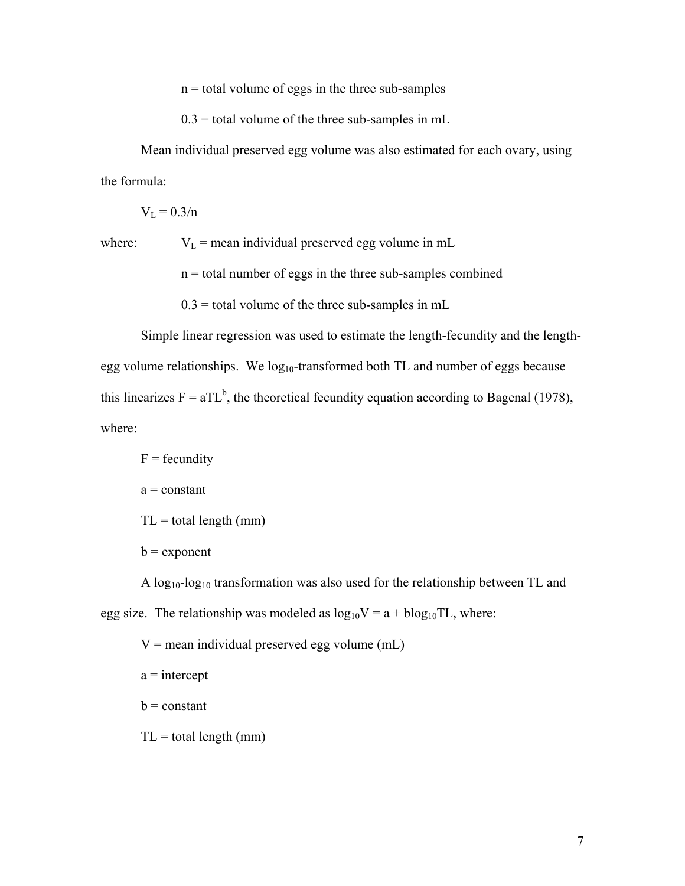n = total volume of eggs in the three sub-samples

0.3 = total volume of the three sub-samples in mL

Mean individual preserved egg volume was also estimated for each ovary, using the formula:

$V_L = 0.3/n$

where: $V_L$ = mean individual preserved egg volume in mL

n = total number of eggs in the three sub-samples combined

0.3 = total volume of the three sub-samples in mL

Simple linear regression was used to estimate the length-fecundity and the length-egg volume relationships. We $\log_{10}$-transformed both TL and number of eggs because this linearizes $F = aTL^b$, the theoretical fecundity equation according to Bagenal (1978), where:

F = fecundity

a = constant

TL = total length (mm)

b = exponent

A $\log_{10}$-$\log_{10}$ transformation was also used for the relationship between TL and egg size. The relationship was modeled as $\log_{10}V = a + b\log_{10}TL$, where:

V = mean individual preserved egg volume (mL)

a = intercept

b = constant

TL = total length (mm)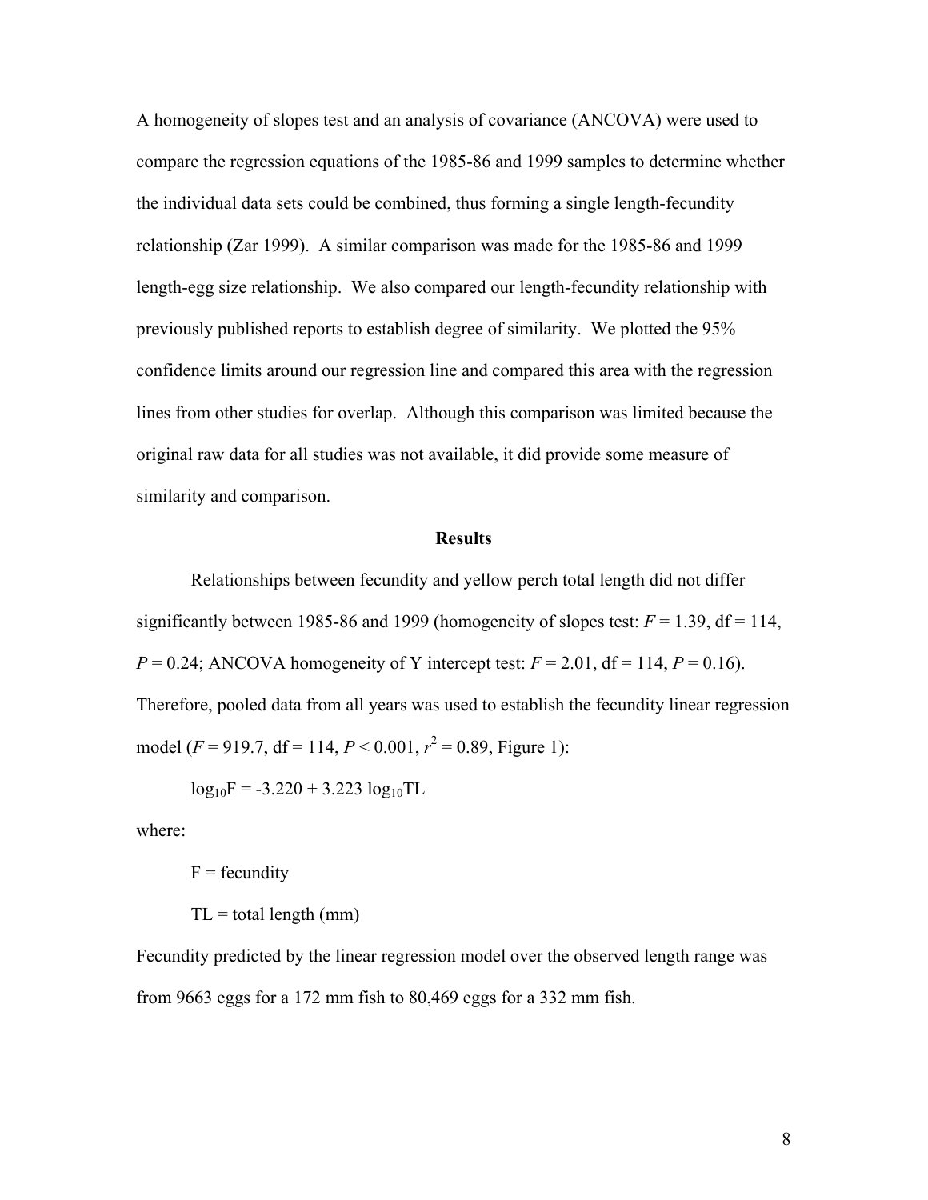A homogeneity of slopes test and an analysis of covariance (ANCOVA) were used to compare the regression equations of the 1985-86 and 1999 samples to determine whether the individual data sets could be combined, thus forming a single length-fecundity relationship (Zar 1999). A similar comparison was made for the 1985-86 and 1999 length-egg size relationship. We also compared our length-fecundity relationship with previously published reports to establish degree of similarity. We plotted the 95% confidence limits around our regression line and compared this area with the regression lines from other studies for overlap. Although this comparison was limited because the original raw data for all studies was not available, it did provide some measure of similarity and comparison.

## Results

Relationships between fecundity and yellow perch total length did not differ significantly between 1985-86 and 1999 (homogeneity of slopes test: $F = 1.39$, df = 114, $P = 0.24$; ANCOVA homogeneity of Y intercept test: $F = 2.01$, df = 114, $P = 0.16$). Therefore, pooled data from all years was used to establish the fecundity linear regression model ($F = 919.7$, df = 114, $P < 0.001$, $r^2 = 0.89$, Figure 1):

$$\log_{10}F = -3.220 + 3.223 \log_{10}TL$$

where:

F = fecundity

TL = total length (mm)

Fecundity predicted by the linear regression model over the observed length range was from 9663 eggs for a 172 mm fish to 80,469 eggs for a 332 mm fish.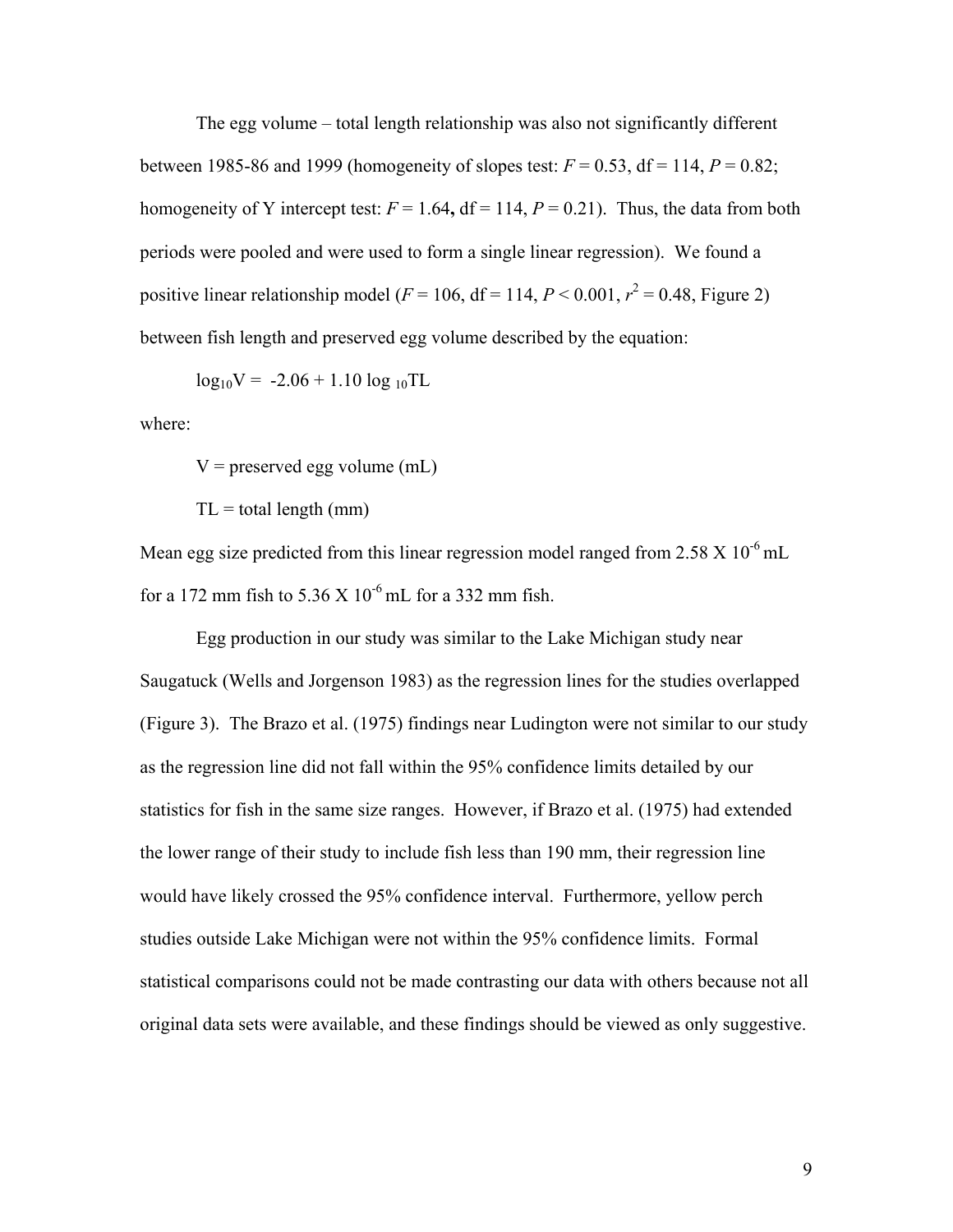The egg volume – total length relationship was also not significantly different between 1985-86 and 1999 (homogeneity of slopes test: $F = 0.53$, df = 114, $P = 0.82$; homogeneity of Y intercept test: $F = 1.64$, df = 114, $P = 0.21$). Thus, the data from both periods were pooled and were used to form a single linear regression). We found a positive linear relationship model ($F = 106$, df = 114, $P < 0.001$, $r^2 = 0.48$, Figure 2) between fish length and preserved egg volume described by the equation:

$$\log_{10}V = -2.06 + 1.10 \log_{10}TL$$

where:

V = preserved egg volume (mL)

TL = total length (mm)

Mean egg size predicted from this linear regression model ranged from $2.58 \times 10^{-6}$ mL for a 172 mm fish to $5.36 \times 10^{-6}$ mL for a 332 mm fish.

Egg production in our study was similar to the Lake Michigan study near Saugatuck (Wells and Jorgenson 1983) as the regression lines for the studies overlapped (Figure 3). The Brazo et al. (1975) findings near Ludington were not similar to our study as the regression line did not fall within the 95% confidence limits detailed by our statistics for fish in the same size ranges. However, if Brazo et al. (1975) had extended the lower range of their study to include fish less than 190 mm, their regression line would have likely crossed the 95% confidence interval. Furthermore, yellow perch studies outside Lake Michigan were not within the 95% confidence limits. Formal statistical comparisons could not be made contrasting our data with others because not all original data sets were available, and these findings should be viewed as only suggestive.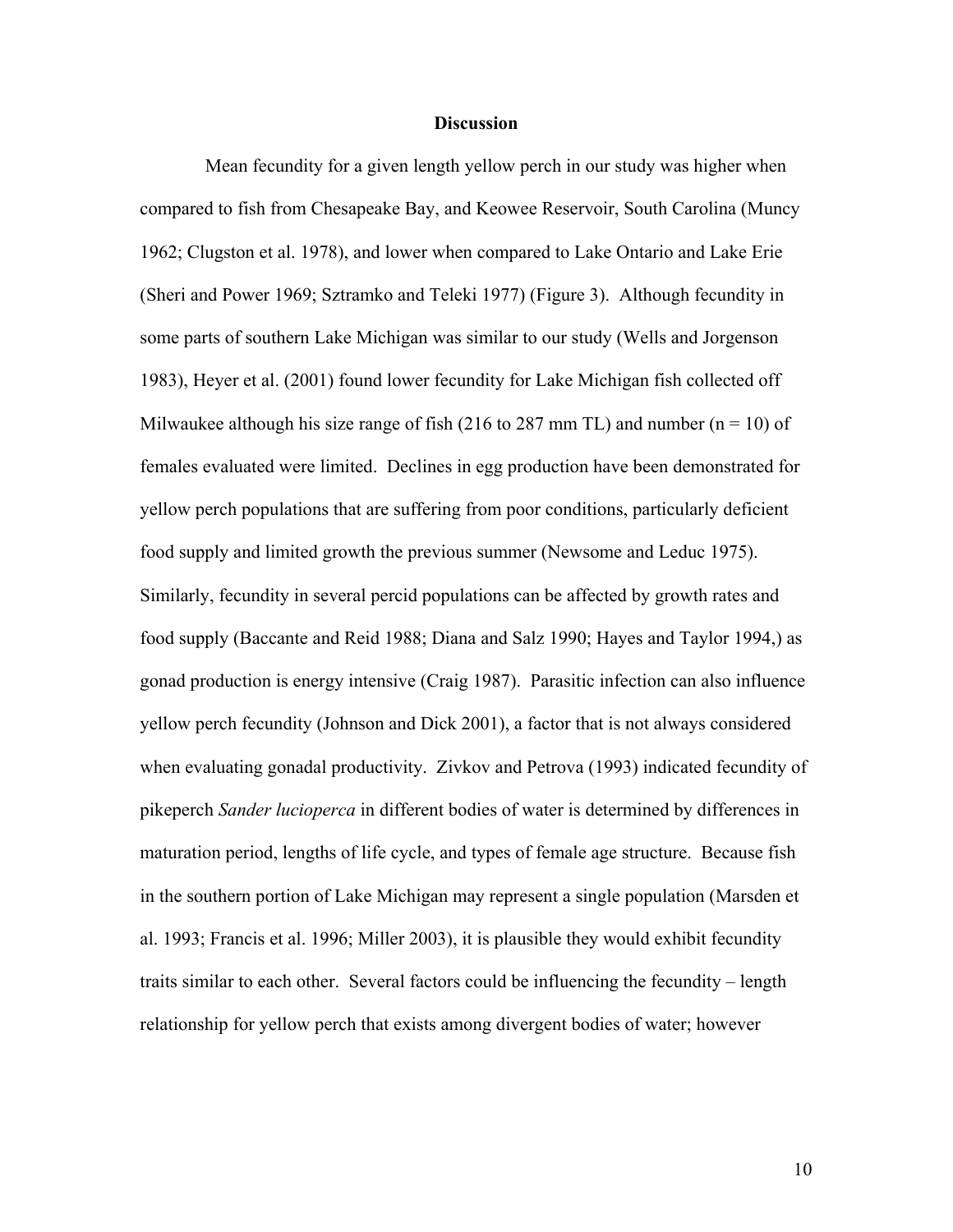## Discussion

Mean fecundity for a given length yellow perch in our study was higher when compared to fish from Chesapeake Bay, and Keowee Reservoir, South Carolina (Muncy 1962; Clugston et al. 1978), and lower when compared to Lake Ontario and Lake Erie (Sheri and Power 1969; Sztramko and Teleki 1977) (Figure 3). Although fecundity in some parts of southern Lake Michigan was similar to our study (Wells and Jorgenson 1983), Heyer et al. (2001) found lower fecundity for Lake Michigan fish collected off Milwaukee although his size range of fish (216 to 287 mm TL) and number (n = 10) of females evaluated were limited. Declines in egg production have been demonstrated for yellow perch populations that are suffering from poor conditions, particularly deficient food supply and limited growth the previous summer (Newsome and Leduc 1975). Similarly, fecundity in several percid populations can be affected by growth rates and food supply (Baccante and Reid 1988; Diana and Salz 1990; Hayes and Taylor 1994,) as gonad production is energy intensive (Craig 1987). Parasitic infection can also influence yellow perch fecundity (Johnson and Dick 2001), a factor that is not always considered when evaluating gonadal productivity. Zivkov and Petrova (1993) indicated fecundity of pikeperch *Sander lucioperca* in different bodies of water is determined by differences in maturation period, lengths of life cycle, and types of female age structure. Because fish in the southern portion of Lake Michigan may represent a single population (Marsden et al. 1993; Francis et al. 1996; Miller 2003), it is plausible they would exhibit fecundity traits similar to each other. Several factors could be influencing the fecundity – length relationship for yellow perch that exists among divergent bodies of water; however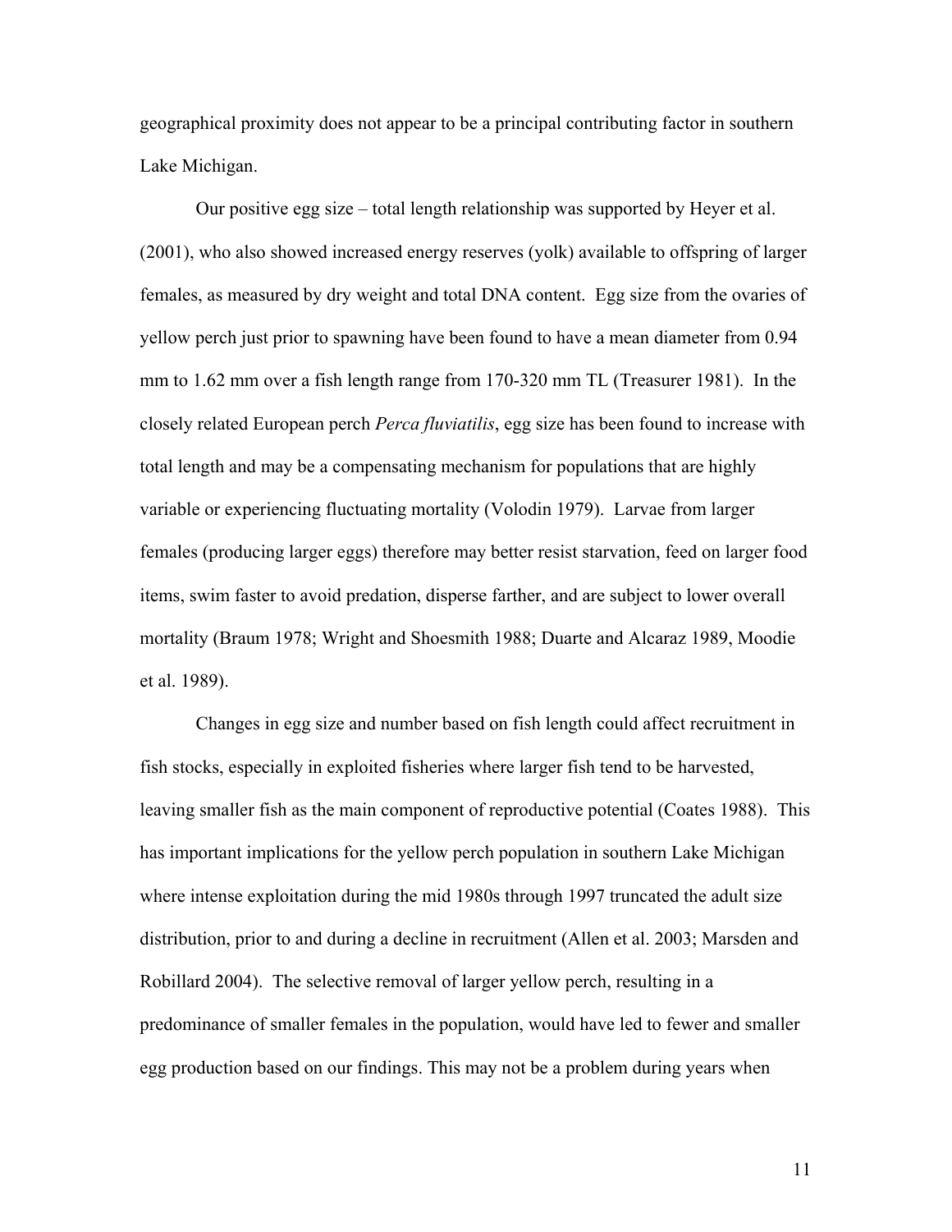geographical proximity does not appear to be a principal contributing factor in southern Lake Michigan.

Our positive egg size – total length relationship was supported by Heyer et al. (2001), who also showed increased energy reserves (yolk) available to offspring of larger females, as measured by dry weight and total DNA content. Egg size from the ovaries of yellow perch just prior to spawning have been found to have a mean diameter from 0.94 mm to 1.62 mm over a fish length range from 170-320 mm TL (Treasurer 1981). In the closely related European perch *Perca fluviatilis*, egg size has been found to increase with total length and may be a compensating mechanism for populations that are highly variable or experiencing fluctuating mortality (Volodin 1979). Larvae from larger females (producing larger eggs) therefore may better resist starvation, feed on larger food items, swim faster to avoid predation, disperse farther, and are subject to lower overall mortality (Braum 1978; Wright and Shoesmith 1988; Duarte and Alcaraz 1989, Moodie et al. 1989).

Changes in egg size and number based on fish length could affect recruitment in fish stocks, especially in exploited fisheries where larger fish tend to be harvested, leaving smaller fish as the main component of reproductive potential (Coates 1988). This has important implications for the yellow perch population in southern Lake Michigan where intense exploitation during the mid 1980s through 1997 truncated the adult size distribution, prior to and during a decline in recruitment (Allen et al. 2003; Marsden and Robillard 2004). The selective removal of larger yellow perch, resulting in a predominance of smaller females in the population, would have led to fewer and smaller egg production based on our findings. This may not be a problem during years when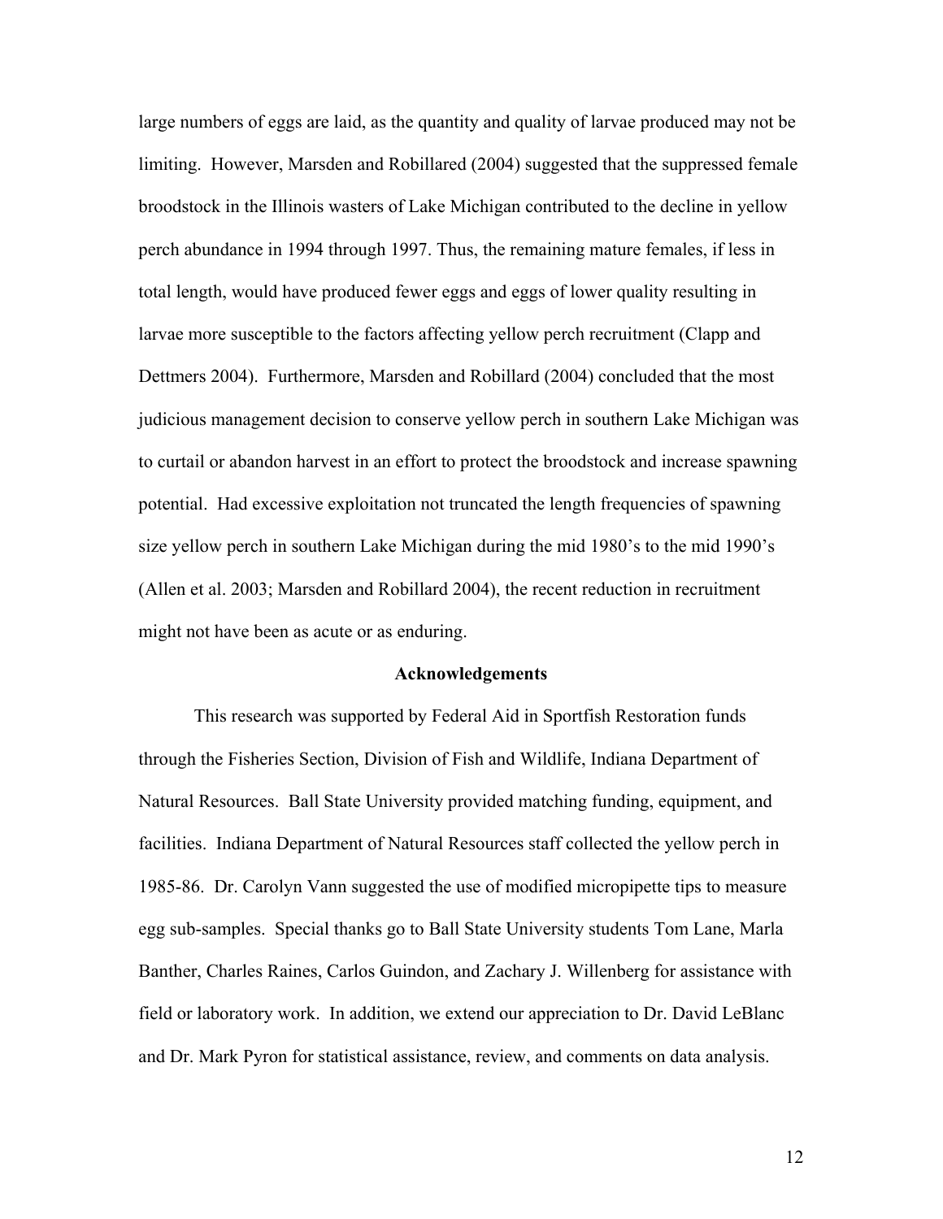large numbers of eggs are laid, as the quantity and quality of larvae produced may not be limiting. However, Marsden and Robillared (2004) suggested that the suppressed female broodstock in the Illinois wasters of Lake Michigan contributed to the decline in yellow perch abundance in 1994 through 1997. Thus, the remaining mature females, if less in total length, would have produced fewer eggs and eggs of lower quality resulting in larvae more susceptible to the factors affecting yellow perch recruitment (Clapp and Dettmers 2004). Furthermore, Marsden and Robillard (2004) concluded that the most judicious management decision to conserve yellow perch in southern Lake Michigan was to curtail or abandon harvest in an effort to protect the broodstock and increase spawning potential. Had excessive exploitation not truncated the length frequencies of spawning size yellow perch in southern Lake Michigan during the mid 1980's to the mid 1990's (Allen et al. 2003; Marsden and Robillard 2004), the recent reduction in recruitment might not have been as acute or as enduring.

## Acknowledgements

This research was supported by Federal Aid in Sportfish Restoration funds through the Fisheries Section, Division of Fish and Wildlife, Indiana Department of Natural Resources. Ball State University provided matching funding, equipment, and facilities. Indiana Department of Natural Resources staff collected the yellow perch in 1985-86. Dr. Carolyn Vann suggested the use of modified micropipette tips to measure egg sub-samples. Special thanks go to Ball State University students Tom Lane, Marla Banther, Charles Raines, Carlos Guindon, and Zachary J. Willenberg for assistance with field or laboratory work. In addition, we extend our appreciation to Dr. David LeBlanc and Dr. Mark Pyron for statistical assistance, review, and comments on data analysis.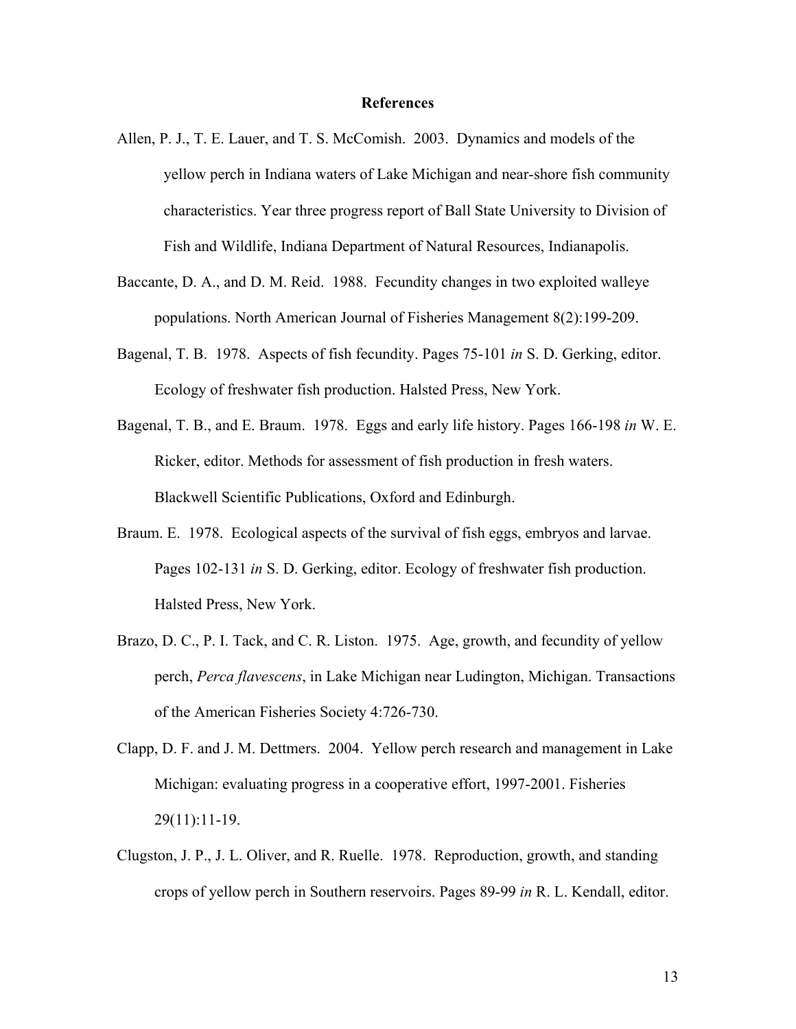# References

Allen, P. J., T. E. Lauer, and T. S. McComish. 2003. Dynamics and models of the yellow perch in Indiana waters of Lake Michigan and near-shore fish community characteristics. Year three progress report of Ball State University to Division of Fish and Wildlife, Indiana Department of Natural Resources, Indianapolis.

Baccante, D. A., and D. M. Reid. 1988. Fecundity changes in two exploited walleye populations. North American Journal of Fisheries Management 8(2):199-209.

Bagenal, T. B. 1978. Aspects of fish fecundity. Pages 75-101 *in* S. D. Gerking, editor. Ecology of freshwater fish production. Halsted Press, New York.

Bagenal, T. B., and E. Braum. 1978. Eggs and early life history. Pages 166-198 *in* W. E. Ricker, editor. Methods for assessment of fish production in fresh waters. Blackwell Scientific Publications, Oxford and Edinburgh.

Braum. E. 1978. Ecological aspects of the survival of fish eggs, embryos and larvae. Pages 102-131 *in* S. D. Gerking, editor. Ecology of freshwater fish production. Halsted Press, New York.

Brazo, D. C., P. I. Tack, and C. R. Liston. 1975. Age, growth, and fecundity of yellow perch, *Perca flavescens*, in Lake Michigan near Ludington, Michigan. Transactions of the American Fisheries Society 4:726-730.

Clapp, D. F. and J. M. Dettmers. 2004. Yellow perch research and management in Lake Michigan: evaluating progress in a cooperative effort, 1997-2001. Fisheries 29(11):11-19.

Clugston, J. P., J. L. Oliver, and R. Ruelle. 1978. Reproduction, growth, and standing crops of yellow perch in Southern reservoirs. Pages 89-99 *in* R. L. Kendall, editor.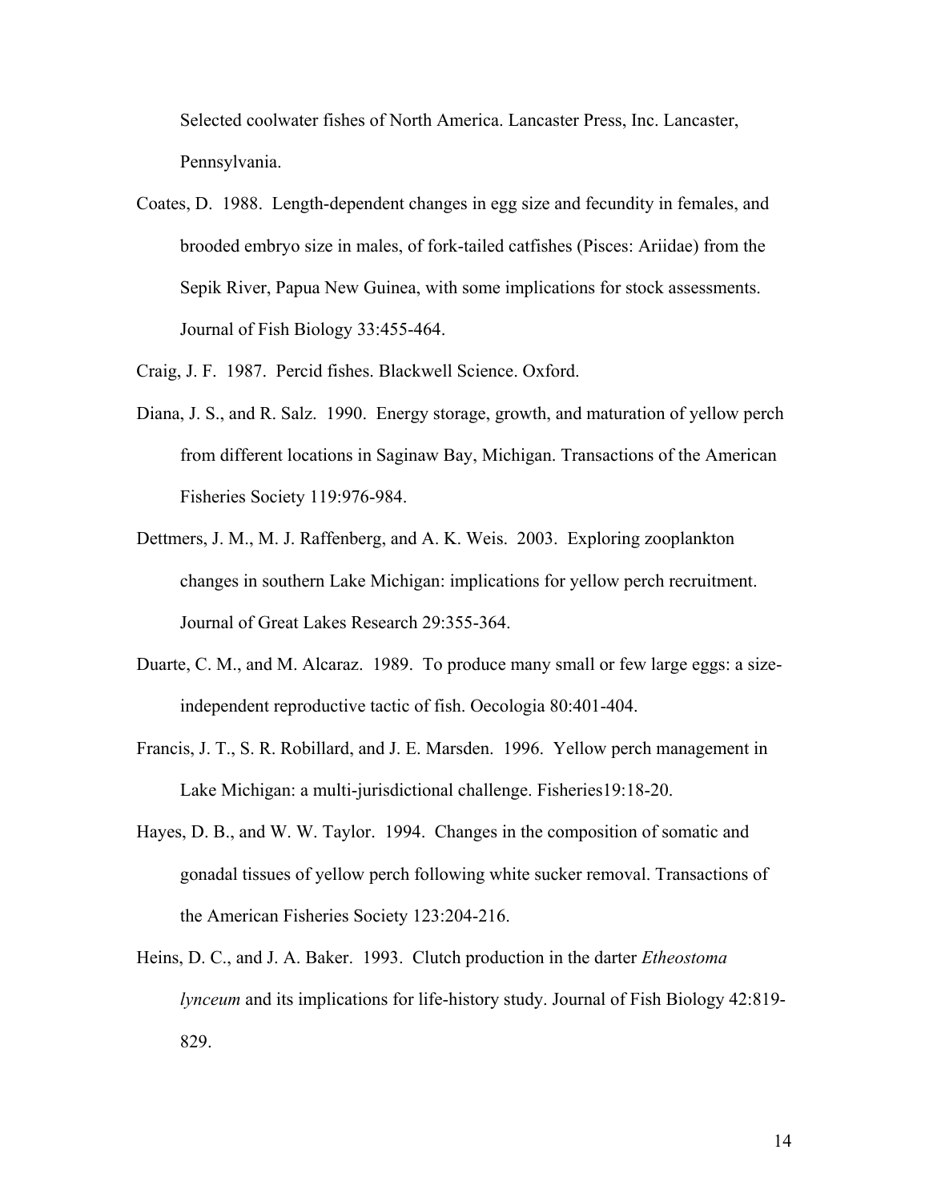Selected coolwater fishes of North America. Lancaster Press, Inc. Lancaster, Pennsylvania.

Coates, D. 1988. Length-dependent changes in egg size and fecundity in females, and brooded embryo size in males, of fork-tailed catfishes (Pisces: Ariidae) from the Sepik River, Papua New Guinea, with some implications for stock assessments. Journal of Fish Biology 33:455-464.

Craig, J. F. 1987. Percid fishes. Blackwell Science. Oxford.

Diana, J. S., and R. Salz. 1990. Energy storage, growth, and maturation of yellow perch from different locations in Saginaw Bay, Michigan. Transactions of the American Fisheries Society 119:976-984.

Dettmers, J. M., M. J. Raffenberg, and A. K. Weis. 2003. Exploring zooplankton changes in southern Lake Michigan: implications for yellow perch recruitment. Journal of Great Lakes Research 29:355-364.

Duarte, C. M., and M. Alcaraz. 1989. To produce many small or few large eggs: a size-independent reproductive tactic of fish. Oecologia 80:401-404.

Francis, J. T., S. R. Robillard, and J. E. Marsden. 1996. Yellow perch management in Lake Michigan: a multi-jurisdictional challenge. Fisheries19:18-20.

Hayes, D. B., and W. W. Taylor. 1994. Changes in the composition of somatic and gonadal tissues of yellow perch following white sucker removal. Transactions of the American Fisheries Society 123:204-216.

Heins, D. C., and J. A. Baker. 1993. Clutch production in the darter *Etheostoma lynceum* and its implications for life-history study. Journal of Fish Biology 42:819-829.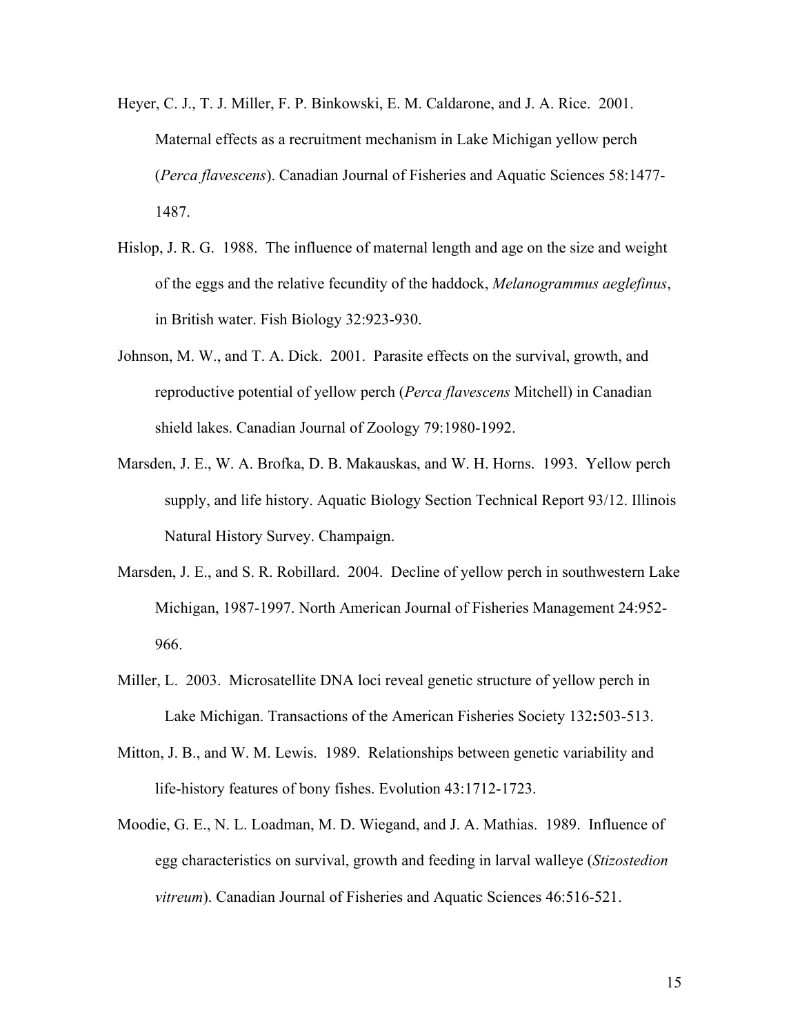Heyer, C. J., T. J. Miller, F. P. Binkowski, E. M. Caldarone, and J. A. Rice. 2001. Maternal effects as a recruitment mechanism in Lake Michigan yellow perch (*Perca flavescens*). Canadian Journal of Fisheries and Aquatic Sciences 58:1477-1487.

Hislop, J. R. G. 1988. The influence of maternal length and age on the size and weight of the eggs and the relative fecundity of the haddock, *Melanogrammus aeglefinus*, in British water. Fish Biology 32:923-930.

Johnson, M. W., and T. A. Dick. 2001. Parasite effects on the survival, growth, and reproductive potential of yellow perch (*Perca flavescens* Mitchell) in Canadian shield lakes. Canadian Journal of Zoology 79:1980-1992.

Marsden, J. E., W. A. Brofka, D. B. Makauskas, and W. H. Horns. 1993. Yellow perch supply, and life history. Aquatic Biology Section Technical Report 93/12. Illinois Natural History Survey. Champaign.

Marsden, J. E., and S. R. Robillard. 2004. Decline of yellow perch in southwestern Lake Michigan, 1987-1997. North American Journal of Fisheries Management 24:952-966.

Miller, L. 2003. Microsatellite DNA loci reveal genetic structure of yellow perch in Lake Michigan. Transactions of the American Fisheries Society 132**:**503-513.

Mitton, J. B., and W. M. Lewis. 1989. Relationships between genetic variability and life-history features of bony fishes. Evolution 43:1712-1723.

Moodie, G. E., N. L. Loadman, M. D. Wiegand, and J. A. Mathias. 1989. Influence of egg characteristics on survival, growth and feeding in larval walleye (*Stizostedion vitreum*). Canadian Journal of Fisheries and Aquatic Sciences 46:516-521.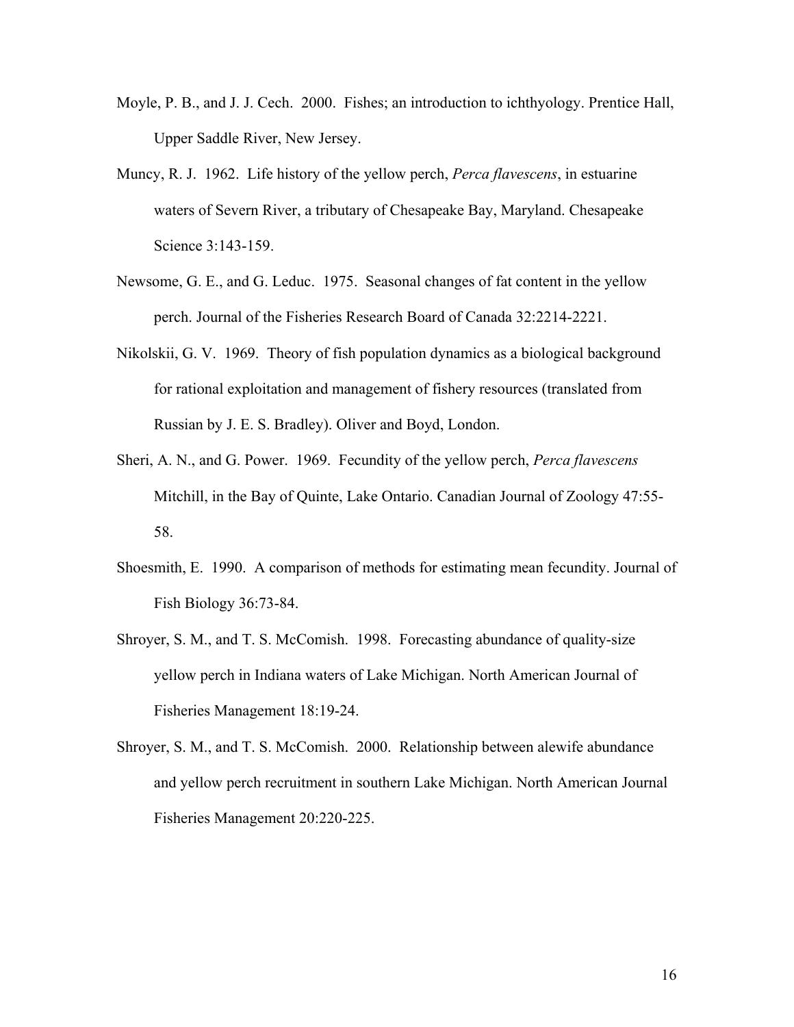Moyle, P. B., and J. J. Cech. 2000. Fishes; an introduction to ichthyology. Prentice Hall, Upper Saddle River, New Jersey.

Muncy, R. J. 1962. Life history of the yellow perch, *Perca flavescens*, in estuarine waters of Severn River, a tributary of Chesapeake Bay, Maryland. Chesapeake Science 3:143-159.

Newsome, G. E., and G. Leduc. 1975. Seasonal changes of fat content in the yellow perch. Journal of the Fisheries Research Board of Canada 32:2214-2221.

Nikolskii, G. V. 1969. Theory of fish population dynamics as a biological background for rational exploitation and management of fishery resources (translated from Russian by J. E. S. Bradley). Oliver and Boyd, London.

Sheri, A. N., and G. Power. 1969. Fecundity of the yellow perch, *Perca flavescens* Mitchill, in the Bay of Quinte, Lake Ontario. Canadian Journal of Zoology 47:55-58.

Shoesmith, E. 1990. A comparison of methods for estimating mean fecundity. Journal of Fish Biology 36:73-84.

Shroyer, S. M., and T. S. McComish. 1998. Forecasting abundance of quality-size yellow perch in Indiana waters of Lake Michigan. North American Journal of Fisheries Management 18:19-24.

Shroyer, S. M., and T. S. McComish. 2000. Relationship between alewife abundance and yellow perch recruitment in southern Lake Michigan. North American Journal Fisheries Management 20:220-225.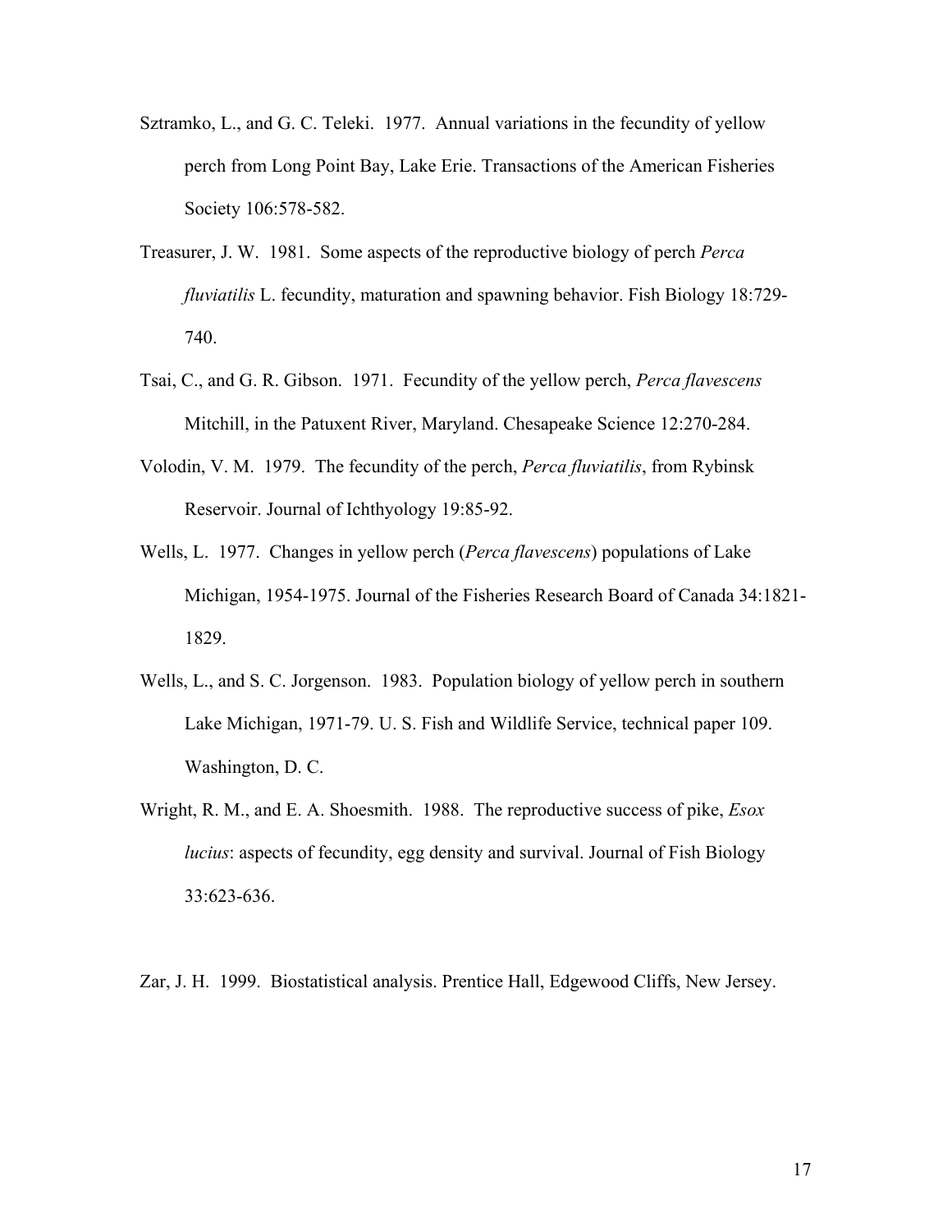Sztramko, L., and G. C. Teleki. 1977. Annual variations in the fecundity of yellow perch from Long Point Bay, Lake Erie. Transactions of the American Fisheries Society 106:578-582.

Treasurer, J. W. 1981. Some aspects of the reproductive biology of perch *Perca fluviatilis* L. fecundity, maturation and spawning behavior. Fish Biology 18:729-740.

Tsai, C., and G. R. Gibson. 1971. Fecundity of the yellow perch, *Perca flavescens* Mitchill, in the Patuxent River, Maryland. Chesapeake Science 12:270-284.

Volodin, V. M. 1979. The fecundity of the perch, *Perca fluviatilis*, from Rybinsk Reservoir. Journal of Ichthyology 19:85-92.

Wells, L. 1977. Changes in yellow perch (*Perca flavescens*) populations of Lake Michigan, 1954-1975. Journal of the Fisheries Research Board of Canada 34:1821-1829.

Wells, L., and S. C. Jorgenson. 1983. Population biology of yellow perch in southern Lake Michigan, 1971-79. U. S. Fish and Wildlife Service, technical paper 109. Washington, D. C.

Wright, R. M., and E. A. Shoesmith. 1988. The reproductive success of pike, *Esox lucius*: aspects of fecundity, egg density and survival. Journal of Fish Biology 33:623-636.

Zar, J. H. 1999. Biostatistical analysis. Prentice Hall, Edgewood Cliffs, New Jersey.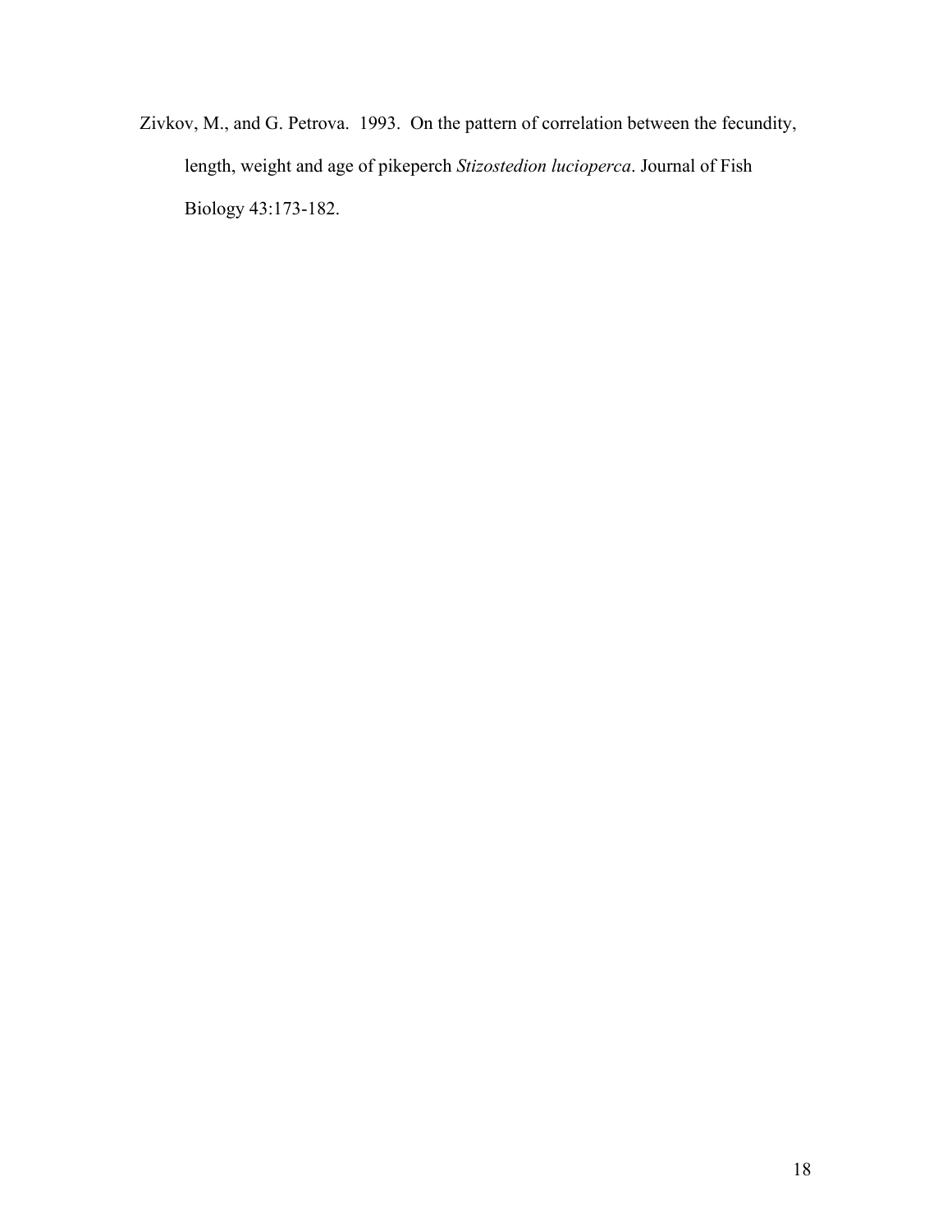Zivkov, M., and G. Petrova. 1993. On the pattern of correlation between the fecundity, length, weight and age of pikeperch *Stizostedion lucioperca*. Journal of Fish Biology 43:173-182.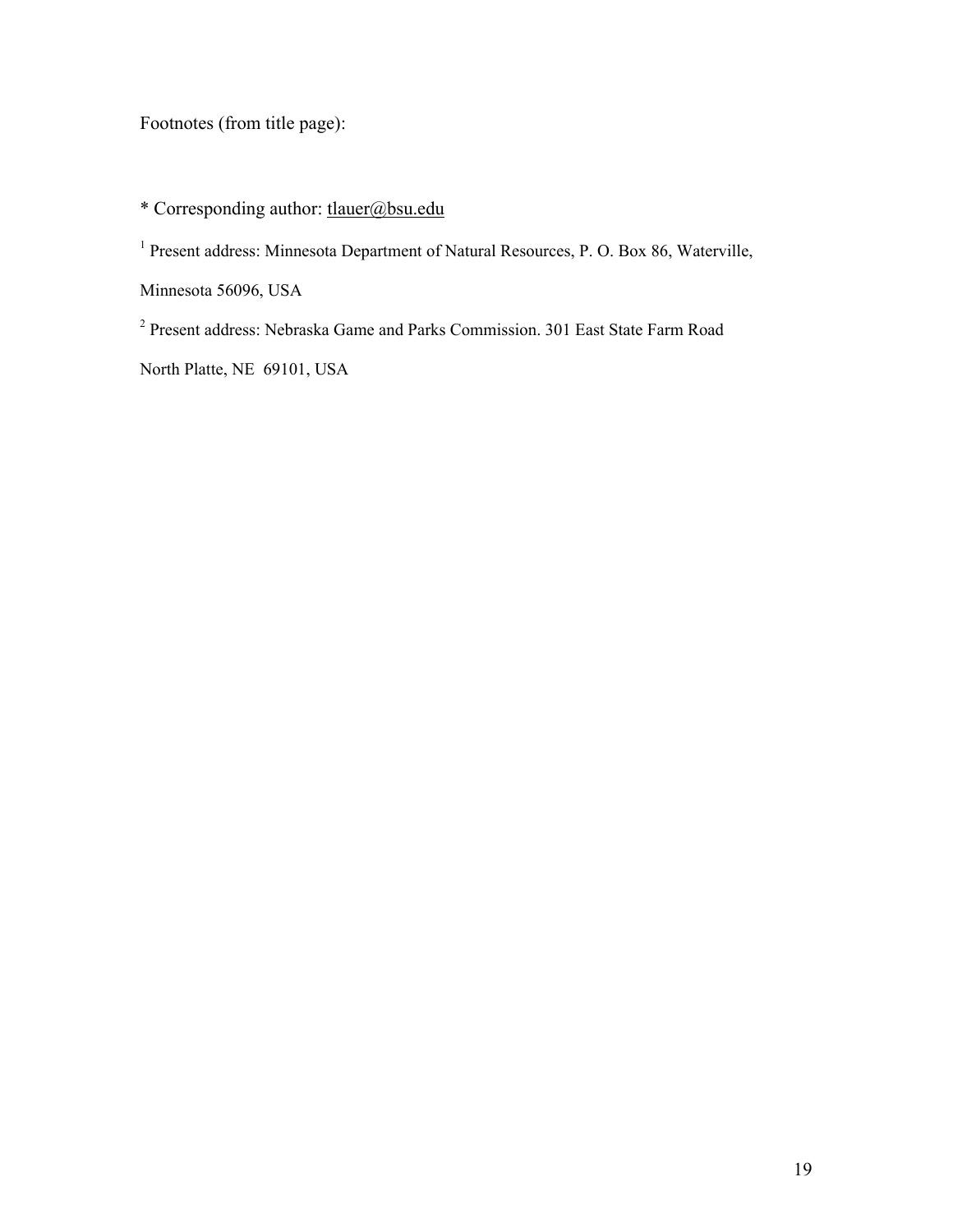Footnotes (from title page):

* Corresponding author: tlauer@bsu.edu

[1] Present address: Minnesota Department of Natural Resources, P. O. Box 86, Waterville, Minnesota 56096, USA

[2] Present address: Nebraska Game and Parks Commission. 301 East State Farm Road North Platte, NE 69101, USA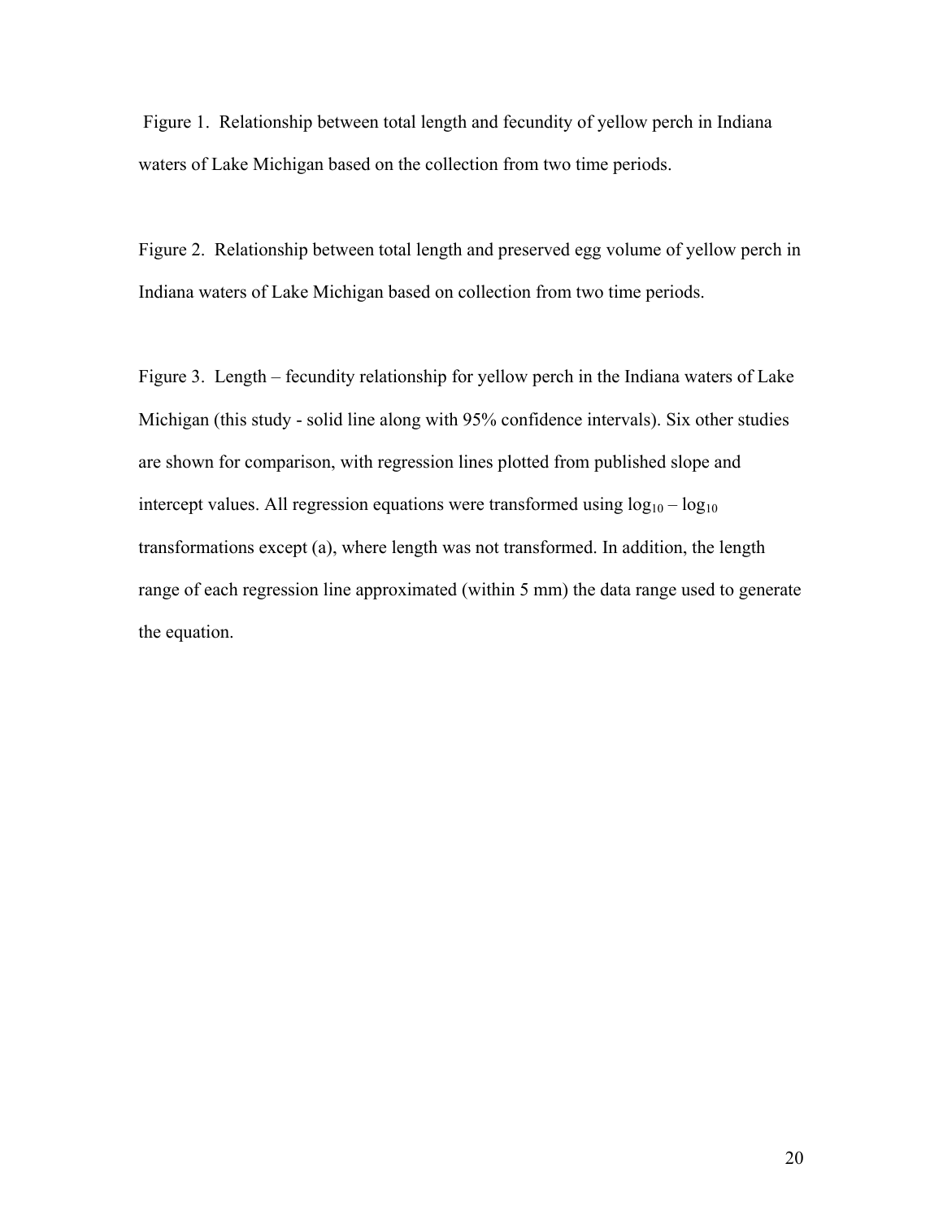Figure 1. Relationship between total length and fecundity of yellow perch in Indiana waters of Lake Michigan based on the collection from two time periods.

Figure 2. Relationship between total length and preserved egg volume of yellow perch in Indiana waters of Lake Michigan based on collection from two time periods.

Figure 3. Length – fecundity relationship for yellow perch in the Indiana waters of Lake Michigan (this study - solid line along with 95% confidence intervals). Six other studies are shown for comparison, with regression lines plotted from published slope and intercept values. All regression equations were transformed using $\log_{10} - \log_{10}$ transformations except (a), where length was not transformed. In addition, the length range of each regression line approximated (within 5 mm) the data range used to generate the equation.